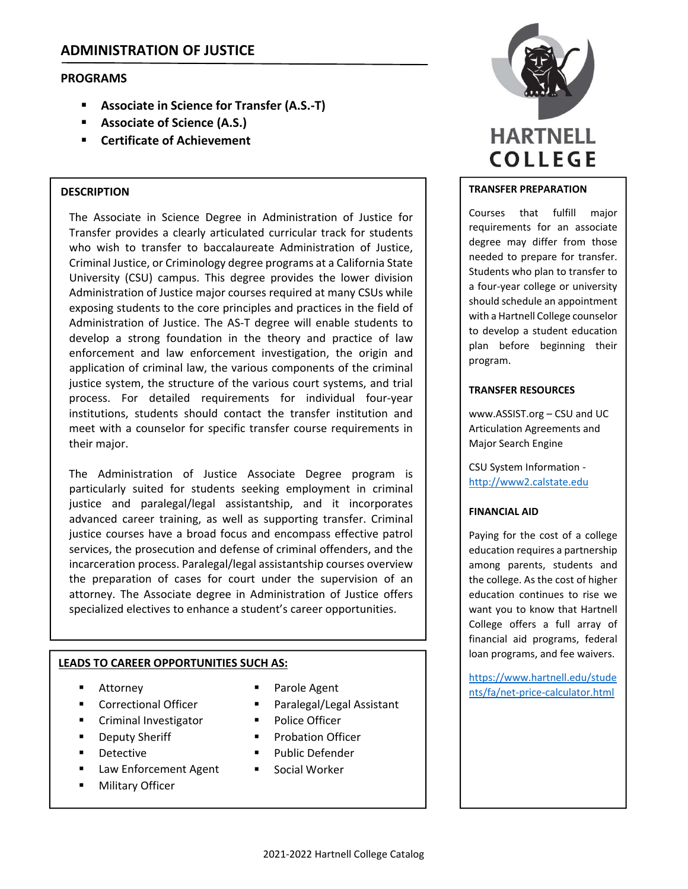# ADMINISTRATION OF JUSTICE

## PROGRAMS

- **Associate in Science for Transfer (A.S.-T)**
- **Associate of Science (A.S.)**
- **Certificate of Achievement**

### DESCRIPTION

The Associate in Science Degree in Administration of Justice for Transfer provides a clearly articulated curricular track for students who wish to transfer to baccalaureate Administration of Justice, Criminal Justice, or Criminology degree programs at a California State University (CSU) campus. This degree provides the lower division Administration of Justice major courses required at many CSUs while exposing students to the core principles and practices in the field of Administration of Justice. The AS-T degree will enable students to develop a strong foundation in the theory and practice of law enforcement and law enforcement investigation, the origin and application of criminal law, the various components of the criminal justice system, the structure of the various court systems, and trial process. For detailed requirements for individual four-year institutions, students should contact the transfer institution and meet with a counselor for specific transfer course requirements in their major.

The Administration of Justice Associate Degree program is particularly suited for students seeking employment in criminal justice and paralegal/legal assistantship, and it incorporates advanced career training, as well as supporting transfer. Criminal justice courses have a broad focus and encompass effective patrol services, the prosecution and defense of criminal offenders, and the incarceration process. Paralegal/legal assistantship courses overview the preparation of cases for court under the supervision of an attorney. The Associate degree in Administration of Justice offers specialized electives to enhance a student's career opportunities.

### LEADS TO CAREER OPPORTUNITIES SUCH AS:

- Attorney
- Correctional Officer
- Criminal Investigator
- Deputy Sheriff
- Detective
- Law Enforcement Agent
- Military Officer
- Parole Agent
- Paralegal/Legal Assistant
- Police Officer
- Probation Officer
- Public Defender
- Social Worker

### TRANSFER PREPARATION

Courses that fulfill major requirements for an associate degree may differ from those needed to prepare for transfer. Students who plan to transfer to a four-year college or university should schedule an appointment with a Hartnell College counselor to develop a student education plan before beginning their program.

### TRANSFER RESOURCES

www.ASSIST.org – CSU and UC Articulation Agreements and Major Search Engine

CSU System Information - http://www2.calstate.edu

### FINANCIAL AID

Paying for the cost of a college education requires a partnership among parents, students and the college. As the cost of higher education continues to rise we want you to know that Hartnell College offers a full array of financial aid programs, federal loan programs, and fee waivers.

https://www.hartnell.edu/students/fa/net-price-calculator.html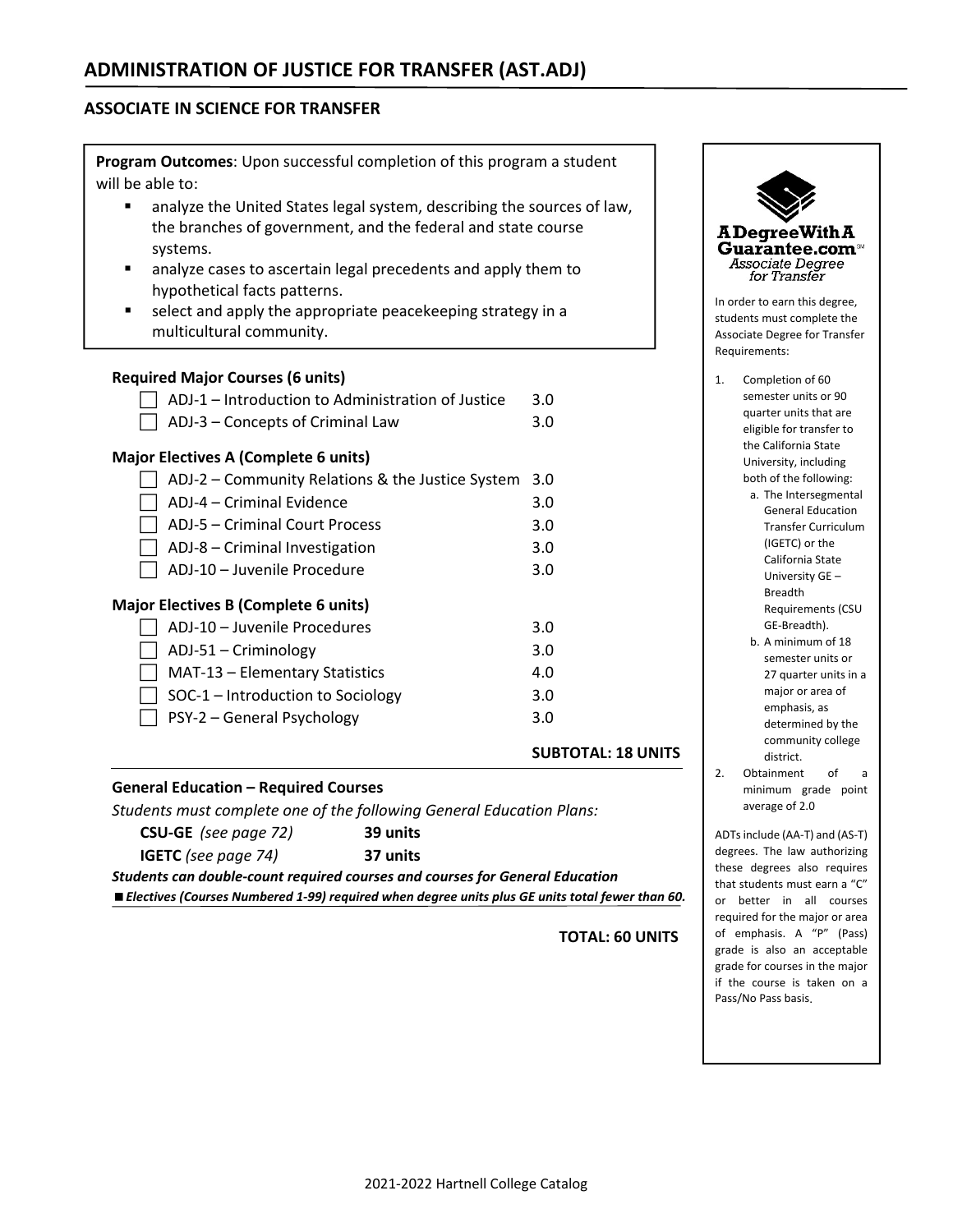# ADMINISTRATION OF JUSTICE FOR TRANSFER (AST.ADJ)

## ASSOCIATE IN SCIENCE FOR TRANSFER

**Program Outcomes**: Upon successful completion of this program a student will be able to:

- analyze the United States legal system, describing the sources of law, the branches of government, and the federal and state course systems.
- analyze cases to ascertain legal precedents and apply them to hypothetical facts patterns.
- select and apply the appropriate peacekeeping strategy in a multicultural community.

**Required Major Courses (6 units)**

| Course | Units |
|---|---|
| ☐ ADJ-1 – Introduction to Administration of Justice | 3.0 |
| ☐ ADJ-3 – Concepts of Criminal Law | 3.0 |

**Major Electives A (Complete 6 units)**

| Course | Units |
|---|---|
| ☐ ADJ-2 – Community Relations & the Justice System | 3.0 |
| ☐ ADJ-4 – Criminal Evidence | 3.0 |
| ☐ ADJ-5 – Criminal Court Process | 3.0 |
| ☐ ADJ-8 – Criminal Investigation | 3.0 |
| ☐ ADJ-10 – Juvenile Procedure | 3.0 |

**Major Electives B (Complete 6 units)**

| Course | Units |
|---|---|
| ☐ ADJ-10 – Juvenile Procedures | 3.0 |
| ☐ ADJ-51 – Criminology | 3.0 |
| ☐ MAT-13 – Elementary Statistics | 4.0 |
| ☐ SOC-1 – Introduction to Sociology | 3.0 |
| ☐ PSY-2 – General Psychology | 3.0 |

**SUBTOTAL: 18 UNITS**

**General Education – Required Courses**

*Students must complete one of the following General Education Plans:*

**CSU-GE** *(see page 72)* **39 units**

**IGETC** *(see page 74)* **37 units**

***Students can double-count required courses and courses for General Education***

■ ***Electives (Courses Numbered 1-99) required when degree units plus GE units total fewer than 60.***

**TOTAL: 60 UNITS**

---

**A Degree With A Guarantee.com** *Associate Degree for Transfer*

In order to earn this degree, students must complete the Associate Degree for Transfer Requirements:

1. Completion of 60 semester units or 90 quarter units that are eligible for transfer to the California State University, including both of the following:
   a. The Intersegmental General Education Transfer Curriculum (IGETC) or the California State University GE – Breadth Requirements (CSU GE-Breadth).
   b. A minimum of 18 semester units or 27 quarter units in a major or area of emphasis, as determined by the community college district.
2. Obtainment of a minimum grade point average of 2.0

ADTs include (AA-T) and (AS-T) degrees. The law authorizing these degrees also requires that students must earn a "C" or better in all courses required for the major or area of emphasis. A "P" (Pass) grade is also an acceptable grade for courses in the major if the course is taken on a Pass/No Pass basis.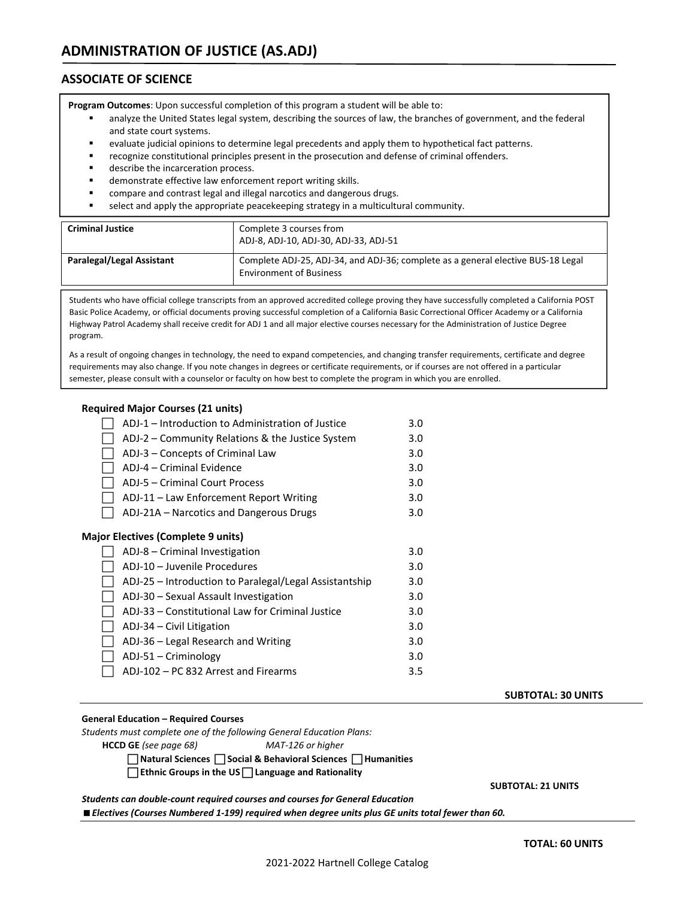# ADMINISTRATION OF JUSTICE (AS.ADJ)

## ASSOCIATE OF SCIENCE

**Program Outcomes**: Upon successful completion of this program a student will be able to:

- analyze the United States legal system, describing the sources of law, the branches of government, and the federal and state court systems.
- evaluate judicial opinions to determine legal precedents and apply them to hypothetical fact patterns.
- recognize constitutional principles present in the prosecution and defense of criminal offenders.
- describe the incarceration process.
- demonstrate effective law enforcement report writing skills.
- compare and contrast legal and illegal narcotics and dangerous drugs.
- select and apply the appropriate peacekeeping strategy in a multicultural community.

| **Criminal Justice** | Complete 3 courses from ADJ-8, ADJ-10, ADJ-30, ADJ-33, ADJ-51 |
|---|---|
| **Paralegal/Legal Assistant** | Complete ADJ-25, ADJ-34, and ADJ-36; complete as a general elective BUS-18 Legal Environment of Business |

Students who have official college transcripts from an approved accredited college proving they have successfully completed a California POST Basic Police Academy, or official documents proving successful completion of a California Basic Correctional Officer Academy or a California Highway Patrol Academy shall receive credit for ADJ 1 and all major elective courses necessary for the Administration of Justice Degree program.

As a result of ongoing changes in technology, the need to expand competencies, and changing transfer requirements, certificate and degree requirements may also change. If you note changes in degrees or certificate requirements, or if courses are not offered in a particular semester, please consult with a counselor or faculty on how best to complete the program in which you are enrolled.

**Required Major Courses (21 units)**

| Course | Units |
|---|---|
| ☐ ADJ-1 – Introduction to Administration of Justice | 3.0 |
| ☐ ADJ-2 – Community Relations & the Justice System | 3.0 |
| ☐ ADJ-3 – Concepts of Criminal Law | 3.0 |
| ☐ ADJ-4 – Criminal Evidence | 3.0 |
| ☐ ADJ-5 – Criminal Court Process | 3.0 |
| ☐ ADJ-11 – Law Enforcement Report Writing | 3.0 |
| ☐ ADJ-21A – Narcotics and Dangerous Drugs | 3.0 |

**Major Electives (Complete 9 units)**

| Course | Units |
|---|---|
| ☐ ADJ-8 – Criminal Investigation | 3.0 |
| ☐ ADJ-10 – Juvenile Procedures | 3.0 |
| ☐ ADJ-25 – Introduction to Paralegal/Legal Assistantship | 3.0 |
| ☐ ADJ-30 – Sexual Assault Investigation | 3.0 |
| ☐ ADJ-33 – Constitutional Law for Criminal Justice | 3.0 |
| ☐ ADJ-34 – Civil Litigation | 3.0 |
| ☐ ADJ-36 – Legal Research and Writing | 3.0 |
| ☐ ADJ-51 – Criminology | 3.0 |
| ☐ ADJ-102 – PC 832 Arrest and Firearms | 3.5 |

**SUBTOTAL: 30 UNITS**

**General Education – Required Courses**

*Students must complete one of the following General Education Plans:*

**HCCD GE** *(see page 68)* *MAT-126 or higher*

☐ **Natural Sciences** ☐ **Social & Behavioral Sciences** ☐ **Humanities**

☐ **Ethnic Groups in the US** ☐ **Language and Rationality**

**SUBTOTAL: 21 UNITS**

***Students can double-count required courses and courses for General Education***

■ ***Electives (Courses Numbered 1-199) required when degree units plus GE units total fewer than 60.***

**TOTAL: 60 UNITS**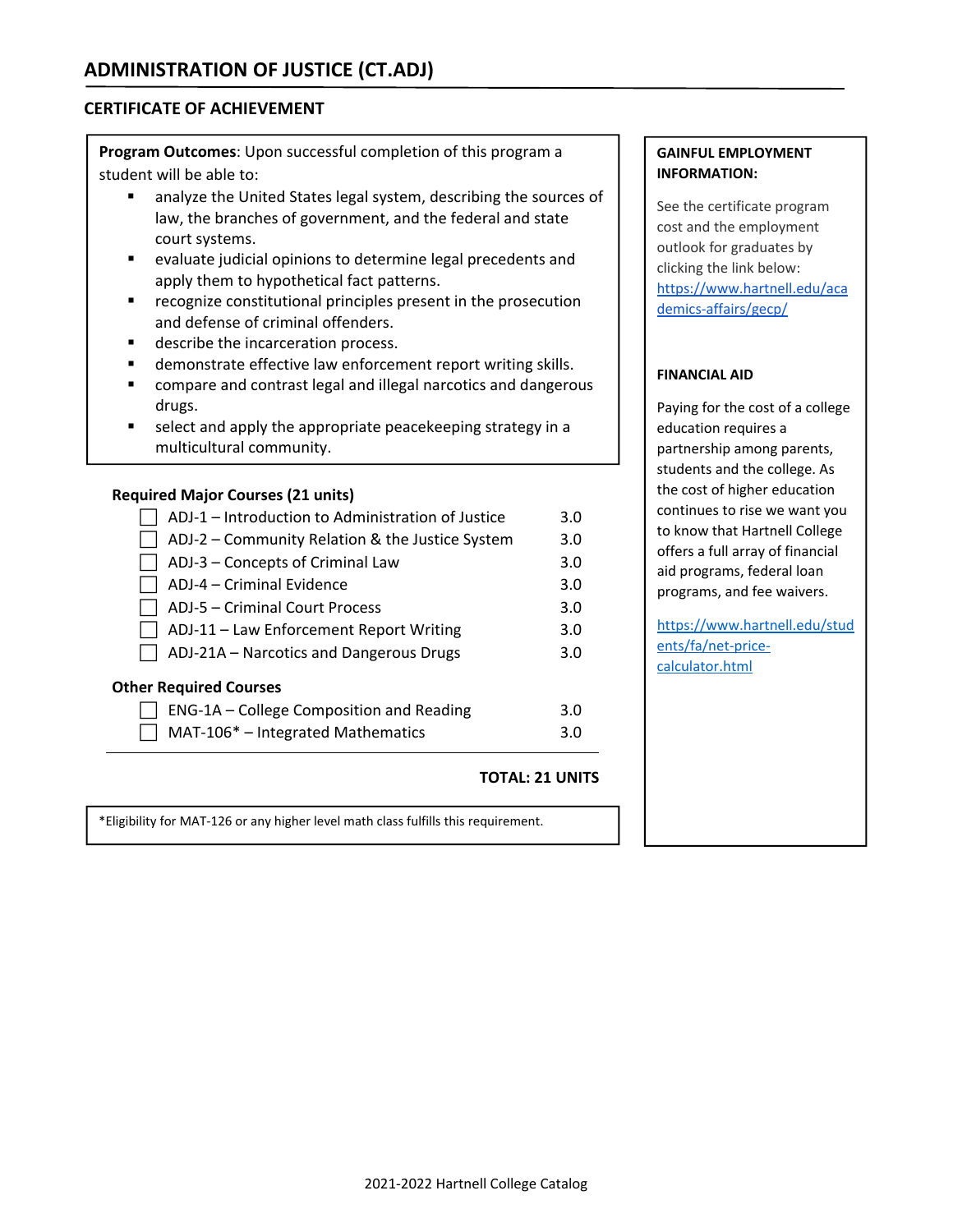# ADMINISTRATION OF JUSTICE (CT.ADJ)

## CERTIFICATE OF ACHIEVEMENT

**Program Outcomes**: Upon successful completion of this program a student will be able to:

- analyze the United States legal system, describing the sources of law, the branches of government, and the federal and state court systems.
- evaluate judicial opinions to determine legal precedents and apply them to hypothetical fact patterns.
- recognize constitutional principles present in the prosecution and defense of criminal offenders.
- describe the incarceration process.
- demonstrate effective law enforcement report writing skills.
- compare and contrast legal and illegal narcotics and dangerous drugs.
- select and apply the appropriate peacekeeping strategy in a multicultural community.

**Required Major Courses (21 units)**

| | |
|---|---|
| ☐ ADJ-1 – Introduction to Administration of Justice | 3.0 |
| ☐ ADJ-2 – Community Relation & the Justice System | 3.0 |
| ☐ ADJ-3 – Concepts of Criminal Law | 3.0 |
| ☐ ADJ-4 – Criminal Evidence | 3.0 |
| ☐ ADJ-5 – Criminal Court Process | 3.0 |
| ☐ ADJ-11 – Law Enforcement Report Writing | 3.0 |
| ☐ ADJ-21A – Narcotics and Dangerous Drugs | 3.0 |

**Other Required Courses**

| | |
|---|---|
| ☐ ENG-1A – College Composition and Reading | 3.0 |
| ☐ MAT-106* – Integrated Mathematics | 3.0 |

**TOTAL: 21 UNITS**

*Eligibility for MAT-126 or any higher level math class fulfills this requirement.

**GAINFUL EMPLOYMENT INFORMATION:**

See the certificate program cost and the employment outlook for graduates by clicking the link below:
https://www.hartnell.edu/academics-affairs/gecp/

**FINANCIAL AID**

Paying for the cost of a college education requires a partnership among parents, students and the college. As the cost of higher education continues to rise we want you to know that Hartnell College offers a full array of financial aid programs, federal loan programs, and fee waivers.

https://www.hartnell.edu/students/fa/net-price-calculator.html